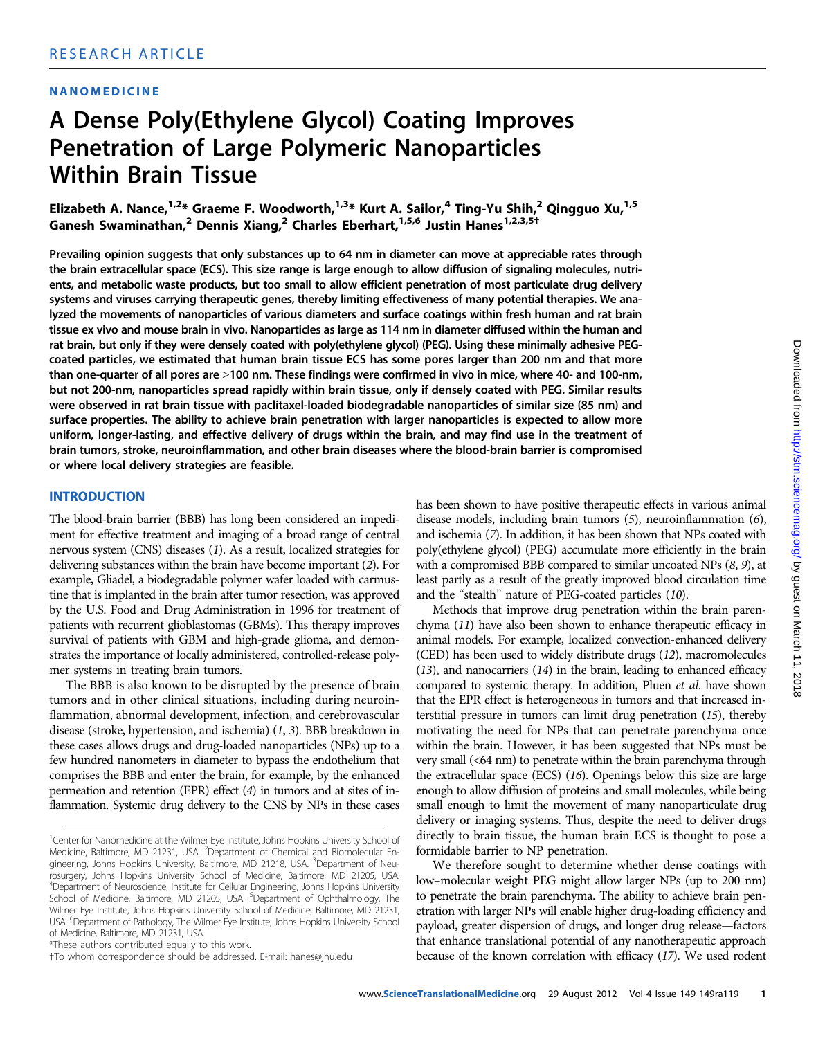RESEARCH ARTICLE

NANOMEDICINE

# A Dense Poly(Ethylene Glycol) Coating Improves Penetration of Large Polymeric Nanoparticles Within Brain Tissue

**Elizabeth A. Nance,[1,2]* Graeme F. Woodworth,[1,3]* Kurt A. Sailor,[4] Ting-Yu Shih,[2] Qingguo Xu,[1,5] Ganesh Swaminathan,[2] Dennis Xiang,[2] Charles Eberhart,[1,5,6] Justin Hanes[1,2,3,5]†**

**Prevailing opinion suggests that only substances up to 64 nm in diameter can move at appreciable rates through the brain extracellular space (ECS). This size range is large enough to allow diffusion of signaling molecules, nutrients, and metabolic waste products, but too small to allow efficient penetration of most particulate drug delivery systems and viruses carrying therapeutic genes, thereby limiting effectiveness of many potential therapies. We analyzed the movements of nanoparticles of various diameters and surface coatings within fresh human and rat brain tissue ex vivo and mouse brain in vivo. Nanoparticles as large as 114 nm in diameter diffused within the human and rat brain, but only if they were densely coated with poly(ethylene glycol) (PEG). Using these minimally adhesive PEG-coated particles, we estimated that human brain tissue ECS has some pores larger than 200 nm and that more than one-quarter of all pores are ≥100 nm. These findings were confirmed in vivo in mice, where 40- and 100-nm, but not 200-nm, nanoparticles spread rapidly within brain tissue, only if densely coated with PEG. Similar results were observed in rat brain tissue with paclitaxel-loaded biodegradable nanoparticles of similar size (85 nm) and surface properties. The ability to achieve brain penetration with larger nanoparticles is expected to allow more uniform, longer-lasting, and effective delivery of drugs within the brain, and may find use in the treatment of brain tumors, stroke, neuroinflammation, and other brain diseases where the blood-brain barrier is compromised or where local delivery strategies are feasible.**

## INTRODUCTION

The blood-brain barrier (BBB) has long been considered an impediment for effective treatment and imaging of a broad range of central nervous system (CNS) diseases (*1*). As a result, localized strategies for delivering substances within the brain have become important (*2*). For example, Gliadel, a biodegradable polymer wafer loaded with carmustine that is implanted in the brain after tumor resection, was approved by the U.S. Food and Drug Administration in 1996 for treatment of patients with recurrent glioblastomas (GBMs). This therapy improves survival of patients with GBM and high-grade glioma, and demonstrates the importance of locally administered, controlled-release polymer systems in treating brain tumors.

The BBB is also known to be disrupted by the presence of brain tumors and in other clinical situations, including during neuroinflammation, abnormal development, infection, and cerebrovascular disease (stroke, hypertension, and ischemia) (*1*, *3*). BBB breakdown in these cases allows drugs and drug-loaded nanoparticles (NPs) up to a few hundred nanometers in diameter to bypass the endothelium that comprises the BBB and enter the brain, for example, by the enhanced permeation and retention (EPR) effect (*4*) in tumors and at sites of inflammation. Systemic drug delivery to the CNS by NPs in these cases has been shown to have positive therapeutic effects in various animal disease models, including brain tumors (*5*), neuroinflammation (*6*), and ischemia (*7*). In addition, it has been shown that NPs coated with poly(ethylene glycol) (PEG) accumulate more efficiently in the brain with a compromised BBB compared to similar uncoated NPs (*8*, *9*), at least partly as a result of the greatly improved blood circulation time and the "stealth" nature of PEG-coated particles (*10*).

Methods that improve drug penetration within the brain parenchyma (*11*) have also been shown to enhance therapeutic efficacy in animal models. For example, localized convection-enhanced delivery (CED) has been used to widely distribute drugs (*12*), macromolecules (*13*), and nanocarriers (*14*) in the brain, leading to enhanced efficacy compared to systemic therapy. In addition, Pluen *et al.* have shown that the EPR effect is heterogeneous in tumors and that increased interstitial pressure in tumors can limit drug penetration (*15*), thereby motivating the need for NPs that can penetrate parenchyma once within the brain. However, it has been suggested that NPs must be very small (<64 nm) to penetrate within the brain parenchyma through the extracellular space (ECS) (*16*). Openings below this size are large enough to allow diffusion of proteins and small molecules, while being small enough to limit the movement of many nanoparticulate drug delivery or imaging systems. Thus, despite the need to deliver drugs directly to brain tissue, the human brain ECS is thought to pose a formidable barrier to NP penetration.

We therefore sought to determine whether dense coatings with low–molecular weight PEG might allow larger NPs (up to 200 nm) to penetrate the brain parenchyma. The ability to achieve brain penetration with larger NPs will enable higher drug-loading efficiency and payload, greater dispersion of drugs, and longer drug release—factors that enhance translational potential of any nanotherapeutic approach because of the known correlation with efficacy (*17*). We used rodent

---

[1]Center for Nanomedicine at the Wilmer Eye Institute, Johns Hopkins University School of Medicine, Baltimore, MD 21231, USA. [2]Department of Chemical and Biomolecular Engineering, Johns Hopkins University, Baltimore, MD 21218, USA. [3]Department of Neurosurgery, Johns Hopkins University School of Medicine, Baltimore, MD 21205, USA. [4]Department of Neuroscience, Institute for Cellular Engineering, Johns Hopkins University School of Medicine, Baltimore, MD 21205, USA. [5]Department of Ophthalmology, The Wilmer Eye Institute, Johns Hopkins University School of Medicine, Baltimore, MD 21231, USA. [6]Department of Pathology, The Wilmer Eye Institute, Johns Hopkins University School of Medicine, Baltimore, MD 21231, USA.

*These authors contributed equally to this work.

†To whom correspondence should be addressed. E-mail: hanes@jhu.edu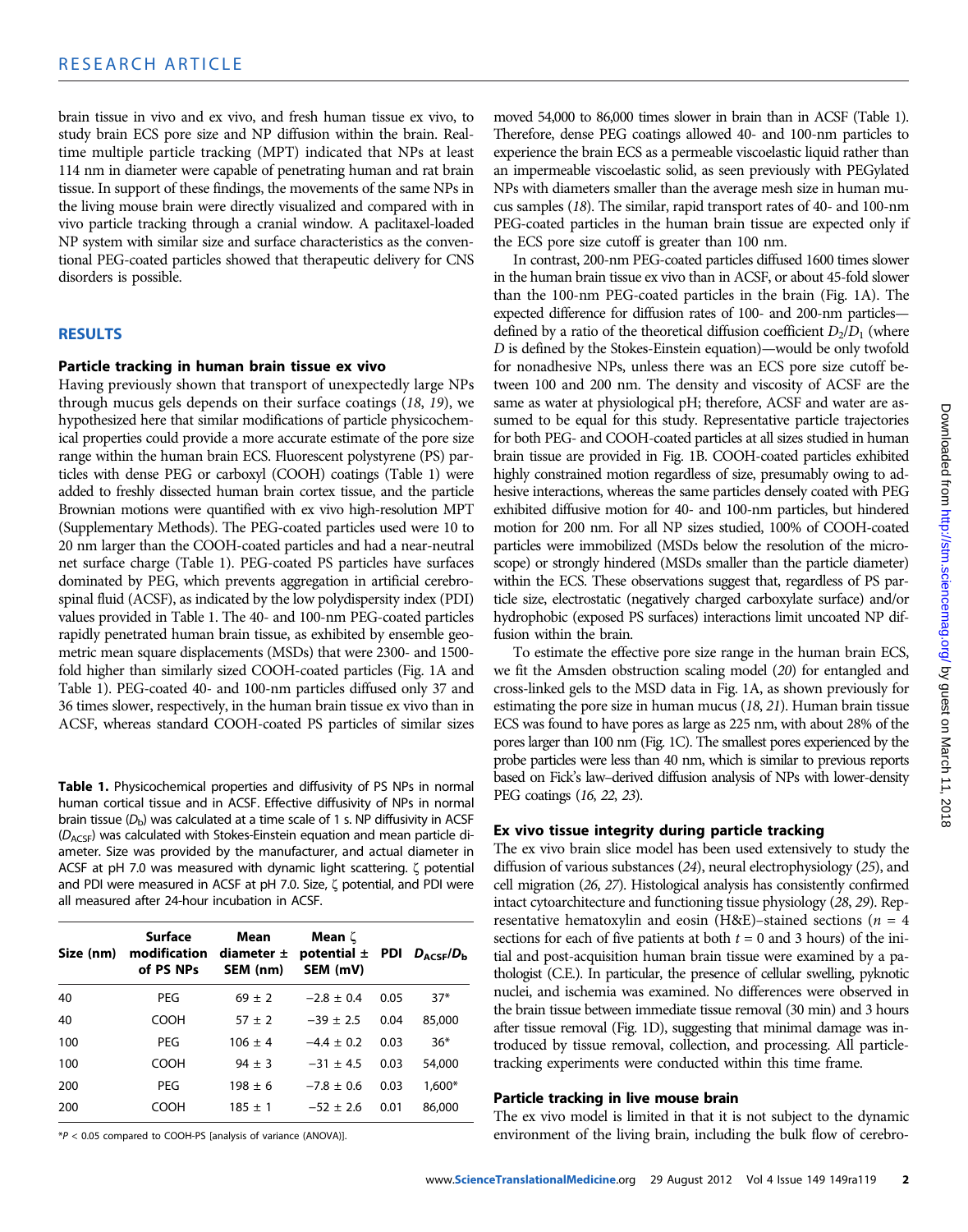brain tissue in vivo and ex vivo, and fresh human tissue ex vivo, to study brain ECS pore size and NP diffusion within the brain. Real-time multiple particle tracking (MPT) indicated that NPs at least 114 nm in diameter were capable of penetrating human and rat brain tissue. In support of these findings, the movements of the same NPs in the living mouse brain were directly visualized and compared with in vivo particle tracking through a cranial window. A paclitaxel-loaded NP system with similar size and surface characteristics as the conventional PEG-coated particles showed that therapeutic delivery for CNS disorders is possible.

## RESULTS

### Particle tracking in human brain tissue ex vivo

Having previously shown that transport of unexpectedly large NPs through mucus gels depends on their surface coatings (*18*, *19*), we hypothesized here that similar modifications of particle physicochemical properties could provide a more accurate estimate of the pore size range within the human brain ECS. Fluorescent polystyrene (PS) particles with dense PEG or carboxyl (COOH) coatings (Table 1) were added to freshly dissected human brain cortex tissue, and the particle Brownian motions were quantified with ex vivo high-resolution MPT (Supplementary Methods). The PEG-coated particles used were 10 to 20 nm larger than the COOH-coated particles and had a near-neutral net surface charge (Table 1). PEG-coated PS particles have surfaces dominated by PEG, which prevents aggregation in artificial cerebrospinal fluid (ACSF), as indicated by the low polydispersity index (PDI) values provided in Table 1. The 40- and 100-nm PEG-coated particles rapidly penetrated human brain tissue, as exhibited by ensemble geometric mean square displacements (MSDs) that were 2300- and 1500-fold higher than similarly sized COOH-coated particles (Fig. 1A and Table 1). PEG-coated 40- and 100-nm particles diffused only 37 and 36 times slower, respectively, in the human brain tissue ex vivo than in ACSF, whereas standard COOH-coated PS particles of similar sizes moved 54,000 to 86,000 times slower in brain than in ACSF (Table 1). Therefore, dense PEG coatings allowed 40- and 100-nm particles to experience the brain ECS as a permeable viscoelastic liquid rather than an impermeable viscoelastic solid, as seen previously with PEGylated NPs with diameters smaller than the average mesh size in human mucus samples (*18*). The similar, rapid transport rates of 40- and 100-nm PEG-coated particles in the human brain tissue are expected only if the ECS pore size cutoff is greater than 100 nm.

In contrast, 200-nm PEG-coated particles diffused 1600 times slower in the human brain tissue ex vivo than in ACSF, or about 45-fold slower than the 100-nm PEG-coated particles in the brain (Fig. 1A). The expected difference for diffusion rates of 100- and 200-nm particles—defined by a ratio of the theoretical diffusion coefficient $D_2/D_1$ (where $D$ is defined by the Stokes-Einstein equation)—would be only twofold for nonadhesive NPs, unless there was an ECS pore size cutoff between 100 and 200 nm. The density and viscosity of ACSF are the same as water at physiological pH; therefore, ACSF and water are assumed to be equal for this study. Representative particle trajectories for both PEG- and COOH-coated particles at all sizes studied in human brain tissue are provided in Fig. 1B. COOH-coated particles exhibited highly constrained motion regardless of size, presumably owing to adhesive interactions, whereas the same particles densely coated with PEG exhibited diffusive motion for 40- and 100-nm particles, but hindered motion for 200 nm. For all NP sizes studied, 100% of COOH-coated particles were immobilized (MSDs below the resolution of the microscope) or strongly hindered (MSDs smaller than the particle diameter) within the ECS. These observations suggest that, regardless of PS particle size, electrostatic (negatively charged carboxylate surface) and/or hydrophobic (exposed PS surfaces) interactions limit uncoated NP diffusion within the brain.

To estimate the effective pore size range in the human brain ECS, we fit the Amsden obstruction scaling model (*20*) for entangled and cross-linked gels to the MSD data in Fig. 1A, as shown previously for estimating the pore size in human mucus (*18*, *21*). Human brain tissue ECS was found to have pores as large as 225 nm, with about 28% of the pores larger than 100 nm (Fig. 1C). The smallest pores experienced by the probe particles were less than 40 nm, which is similar to previous reports based on Fick's law–derived diffusion analysis of NPs with lower-density PEG coatings (*16*, *22*, *23*).

**Table 1.** Physicochemical properties and diffusivity of PS NPs in normal human cortical tissue and in ACSF. Effective diffusivity of NPs in normal brain tissue ($D_b$) was calculated at a time scale of 1 s. NP diffusivity in ACSF ($D_{ACSF}$) was calculated with Stokes-Einstein equation and mean particle diameter. Size was provided by the manufacturer, and actual diameter in ACSF at pH 7.0 was measured with dynamic light scattering. ζ potential and PDI were measured in ACSF at pH 7.0. Size, ζ potential, and PDI were all measured after 24-hour incubation in ACSF.

| Size (nm) | Surface modification of PS NPs | Mean diameter ± SEM (nm) | Mean ζ potential ± SEM (mV) | PDI | $D_{ACSF}/D_b$ |
|---|---|---|---|---|---|
| 40 | PEG | 69 ± 2 | −2.8 ± 0.4 | 0.05 | 37* |
| 40 | COOH | 57 ± 2 | −39 ± 2.5 | 0.04 | 85,000 |
| 100 | PEG | 106 ± 4 | −4.4 ± 0.2 | 0.03 | 36* |
| 100 | COOH | 94 ± 3 | −31 ± 4.5 | 0.03 | 54,000 |
| 200 | PEG | 198 ± 6 | −7.8 ± 0.6 | 0.03 | 1,600* |
| 200 | COOH | 185 ± 1 | −52 ± 2.6 | 0.01 | 86,000 |

*$P < 0.05$ compared to COOH-PS [analysis of variance (ANOVA)].

### Ex vivo tissue integrity during particle tracking

The ex vivo brain slice model has been used extensively to study the diffusion of various substances (*24*), neural electrophysiology (*25*), and cell migration (*26*, *27*). Histological analysis has consistently confirmed intact cytoarchitecture and functioning tissue physiology (*28*, *29*). Representative hematoxylin and eosin (H&E)–stained sections ($n$ = 4 sections for each of five patients at both $t$ = 0 and 3 hours) of the initial and post-acquisition human brain tissue were examined by a pathologist (C.E.). In particular, the presence of cellular swelling, pyknotic nuclei, and ischemia was examined. No differences were observed in the brain tissue between immediate tissue removal (30 min) and 3 hours after tissue removal (Fig. 1D), suggesting that minimal damage was introduced by tissue removal, collection, and processing. All particle-tracking experiments were conducted within this time frame.

### Particle tracking in live mouse brain

The ex vivo model is limited in that it is not subject to the dynamic environment of the living brain, including the bulk flow of cerebro-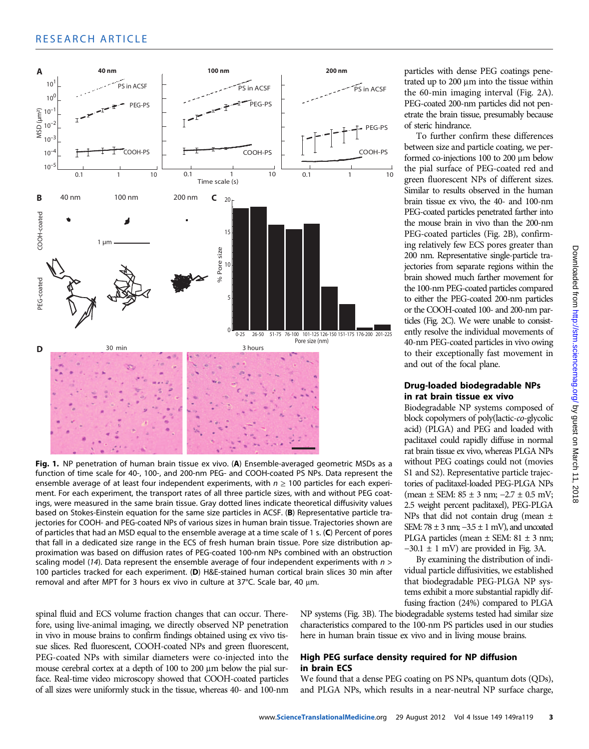**Fig. 1.** NP penetration of human brain tissue ex vivo. (**A**) Ensemble-averaged geometric MSDs as a function of time scale for 40-, 100-, and 200-nm PEG- and COOH-coated PS NPs. Data represent the ensemble average of at least four independent experiments, with $n \geq 100$ particles for each experiment. For each experiment, the transport rates of all three particle sizes, with and without PEG coatings, were measured in the same brain tissue. Gray dotted lines indicate theoretical diffusivity values based on Stokes-Einstein equation for the same size particles in ACSF. (**B**) Representative particle trajectories for COOH- and PEG-coated NPs of various sizes in human brain tissue. Trajectories shown are of particles that had an MSD equal to the ensemble average at a time scale of 1 s. (**C**) Percent of pores that fall in a dedicated size range in the ECS of fresh human brain tissue. Pore size distribution approximation was based on diffusion rates of PEG-coated 100-nm NPs combined with an obstruction scaling model (14). Data represent the ensemble average of four independent experiments with $n >$ 100 particles tracked for each experiment. (**D**) H&E-stained human cortical brain slices 30 min after removal and after MPT for 3 hours ex vivo in culture at 37°C. Scale bar, 40 μm.

spinal fluid and ECS volume fraction changes that can occur. Therefore, using live-animal imaging, we directly observed NP penetration in vivo in mouse brains to confirm findings obtained using ex vivo tissue slices. Red fluorescent, COOH-coated NPs and green fluorescent, PEG-coated NPs with similar diameters were co-injected into the mouse cerebral cortex at a depth of 100 to 200 μm below the pial surface. Real-time video microscopy showed that COOH-coated particles of all sizes were uniformly stuck in the tissue, whereas 40- and 100-nm particles with dense PEG coatings penetrated up to 200 μm into the tissue within the 60-min imaging interval (Fig. 2A). PEG-coated 200-nm particles did not penetrate the brain tissue, presumably because of steric hindrance.

To further confirm these differences between size and particle coating, we performed co-injections 100 to 200 μm below the pial surface of PEG-coated red and green fluorescent NPs of different sizes. Similar to results observed in the human brain tissue ex vivo, the 40- and 100-nm PEG-coated particles penetrated farther into the mouse brain in vivo than the 200-nm PEG-coated particles (Fig. 2B), confirming relatively few ECS pores greater than 200 nm. Representative single-particle trajectories from separate regions within the brain showed much farther movement for the 100-nm PEG-coated particles compared to either the PEG-coated 200-nm particles or the COOH-coated 100- and 200-nm particles (Fig. 2C). We were unable to consistently resolve the individual movements of 40-nm PEG-coated particles in vivo owing to their exceptionally fast movement in and out of the focal plane.

### Drug-loaded biodegradable NPs in rat brain tissue ex vivo

Biodegradable NP systems composed of block copolymers of poly(lactic-*co*-glycolic acid) (PLGA) and PEG and loaded with paclitaxel could rapidly diffuse in normal rat brain tissue ex vivo, whereas PLGA NPs without PEG coatings could not (movies S1 and S2). Representative particle trajectories of paclitaxel-loaded PEG-PLGA NPs (mean ± SEM: 85 ± 3 nm; −2.7 ± 0.5 mV; 2.5 weight percent paclitaxel), PEG-PLGA NPs that did not contain drug (mean ± SEM: 78 ± 3 nm; −3.5 ± 1 mV), and uncoated PLGA particles (mean ± SEM: 81 ± 3 nm; −30.1 ± 1 mV) are provided in Fig. 3A.

By examining the distribution of individual particle diffusivities, we established that biodegradable PEG-PLGA NP systems exhibit a more substantial rapidly diffusing fraction (24%) compared to PLGA NP systems (Fig. 3B). The biodegradable systems tested had similar size characteristics compared to the 100-nm PS particles used in our studies here in human brain tissue ex vivo and in living mouse brains.

### High PEG surface density required for NP diffusion in brain ECS

We found that a dense PEG coating on PS NPs, quantum dots (QDs), and PLGA NPs, which results in a near-neutral NP surface charge,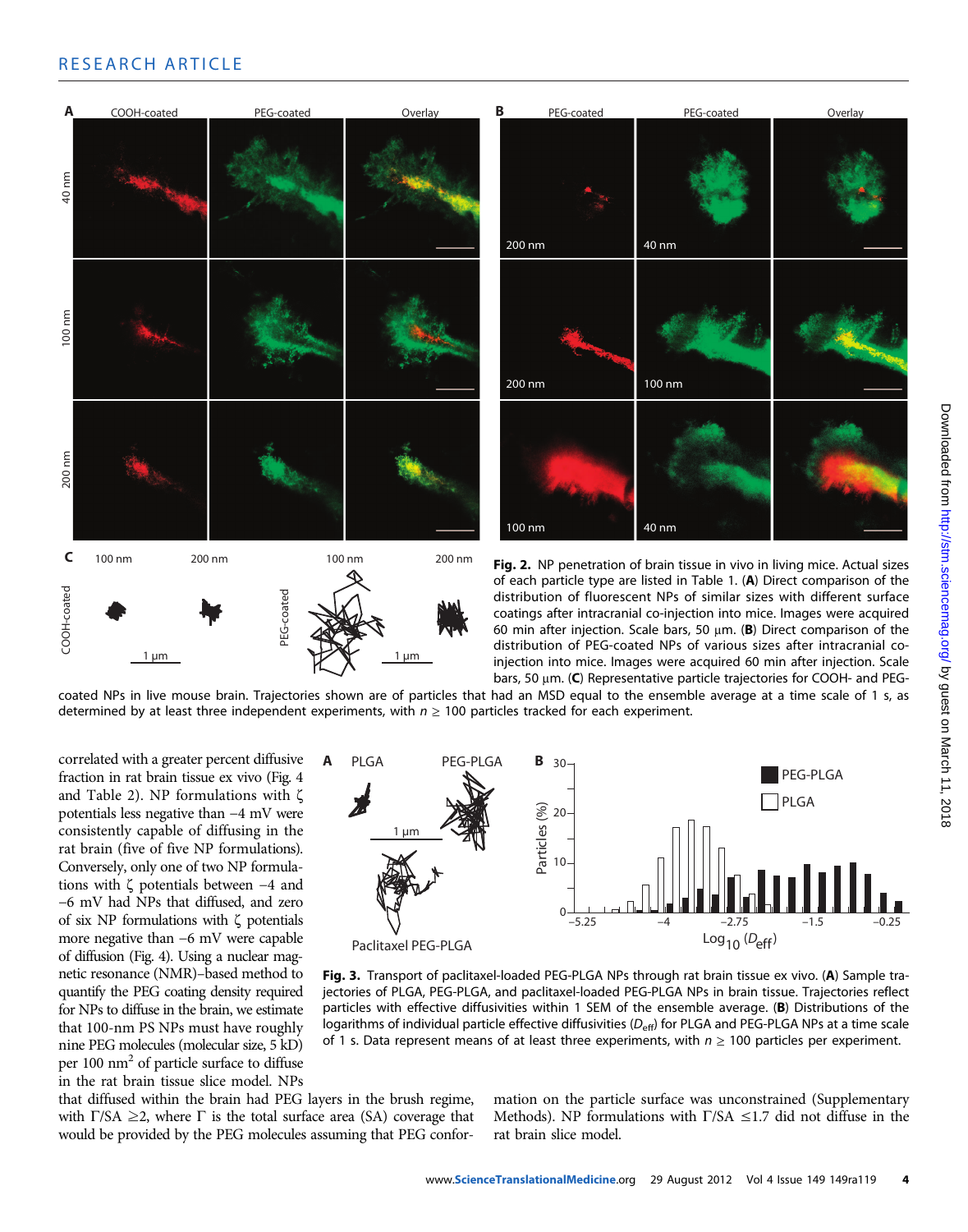**Fig. 2.** NP penetration of brain tissue in vivo in living mice. Actual sizes of each particle type are listed in Table 1. (**A**) Direct comparison of the distribution of fluorescent NPs of similar sizes with different surface coatings after intracranial co-injection into mice. Images were acquired 60 min after injection. Scale bars, 50 μm. (**B**) Direct comparison of the distribution of PEG-coated NPs of various sizes after intracranial co-injection into mice. Images were acquired 60 min after injection. Scale bars, 50 μm. (**C**) Representative particle trajectories for COOH- and PEG-coated NPs in live mouse brain. Trajectories shown are of particles that had an MSD equal to the ensemble average at a time scale of 1 s, as determined by at least three independent experiments, with $n \geq 100$ particles tracked for each experiment.

correlated with a greater percent diffusive fraction in rat brain tissue ex vivo (Fig. 4 and Table 2). NP formulations with ζ potentials less negative than −4 mV were consistently capable of diffusing in the rat brain (five of five NP formulations). Conversely, only one of two NP formulations with ζ potentials between −4 and −6 mV had NPs that diffused, and zero of six NP formulations with ζ potentials more negative than −6 mV were capable of diffusion (Fig. 4). Using a nuclear magnetic resonance (NMR)–based method to quantify the PEG coating density required for NPs to diffuse in the brain, we estimate that 100-nm PS NPs must have roughly nine PEG molecules (molecular size, 5 kD) per 100 $nm^2$ of particle surface to diffuse in the rat brain tissue slice model. NPs that diffused within the brain had PEG layers in the brush regime, with $\Gamma/SA \geq 2$, where $\Gamma$ is the total surface area (SA) coverage that would be provided by the PEG molecules assuming that PEG conformation on the particle surface was unconstrained (Supplementary Methods). NP formulations with $\Gamma/SA \leq 1.7$ did not diffuse in the rat brain slice model.

**Fig. 3.** Transport of paclitaxel-loaded PEG-PLGA NPs through rat brain tissue ex vivo. (**A**) Sample trajectories of PLGA, PEG-PLGA, and paclitaxel-loaded PEG-PLGA NPs in brain tissue. Trajectories reflect particles with effective diffusivities within 1 SEM of the ensemble average. (**B**) Distributions of the logarithms of individual particle effective diffusivities ($D_{eff}$) for PLGA and PEG-PLGA NPs at a time scale of 1 s. Data represent means of at least three experiments, with $n \geq 100$ particles per experiment.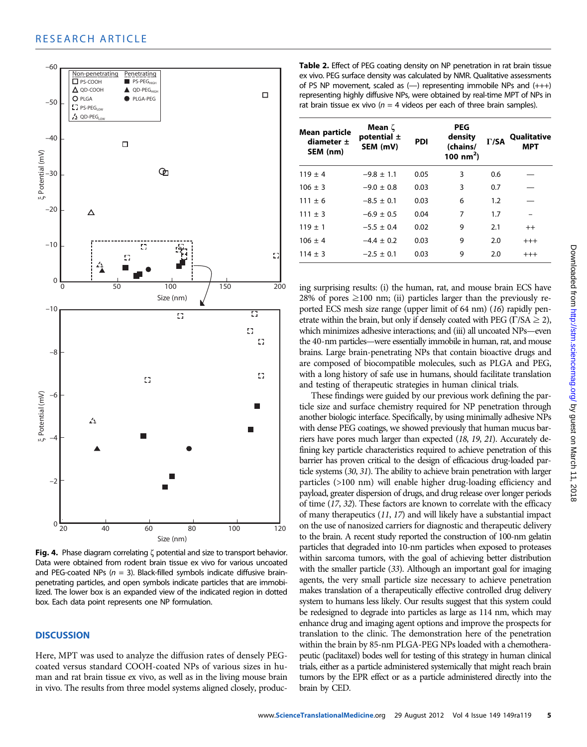**Fig. 4.** Phase diagram correlating ζ potential and size to transport behavior. Data were obtained from rodent brain tissue ex vivo for various uncoated and PEG-coated NPs ($n$ = 3). Black-filled symbols indicate diffusive brain-penetrating particles, and open symbols indicate particles that are immobilized. The lower box is an expanded view of the indicated region in dotted box. Each data point represents one NP formulation.

**Table 2.** Effect of PEG coating density on NP penetration in rat brain tissue ex vivo. PEG surface density was calculated by NMR. Qualitative assessments of PS NP movement, scaled as (—) representing immobile NPs and (+++) representing highly diffusive NPs, were obtained by real-time MPT of NPs in rat brain tissue ex vivo ($n$ = 4 videos per each of three brain samples).

| Mean particle diameter ± SEM (nm) | Mean ζ potential ± SEM (mV) | PDI | PEG density (chains/ 100 nm$^2$) | Γ/SA | Qualitative MPT |
|---|---|---|---|---|---|
| 119 ± 4 | −9.8 ± 1.1 | 0.05 | 3 | 0.6 | — |
| 106 ± 3 | −9.0 ± 0.8 | 0.03 | 3 | 0.7 | — |
| 111 ± 6 | −8.5 ± 0.1 | 0.03 | 6 | 1.2 | — |
| 111 ± 3 | −6.9 ± 0.5 | 0.04 | 7 | 1.7 | – |
| 119 ± 1 | −5.5 ± 0.4 | 0.02 | 9 | 2.1 | ++ |
| 106 ± 4 | −4.4 ± 0.2 | 0.03 | 9 | 2.0 | +++ |
| 114 ± 3 | −2.5 ± 0.1 | 0.03 | 9 | 2.0 | +++ |

## DISCUSSION

Here, MPT was used to analyze the diffusion rates of densely PEG-coated versus standard COOH-coated NPs of various sizes in human and rat brain tissue ex vivo, as well as in the living mouse brain in vivo. The results from three model systems aligned closely, producing surprising results: (i) the human, rat, and mouse brain ECS have 28% of pores ≥100 nm; (ii) particles larger than the previously reported ECS mesh size range (upper limit of 64 nm) (*16*) rapidly penetrate within the brain, but only if densely coated with PEG (Γ/SA ≥ 2), which minimizes adhesive interactions; and (iii) all uncoated NPs—even the 40-nm particles—were essentially immobile in human, rat, and mouse brains. Large brain-penetrating NPs that contain bioactive drugs and are composed of biocompatible molecules, such as PLGA and PEG, with a long history of safe use in humans, should facilitate translation and testing of therapeutic strategies in human clinical trials.

These findings were guided by our previous work defining the particle size and surface chemistry required for NP penetration through another biologic interface. Specifically, by using minimally adhesive NPs with dense PEG coatings, we showed previously that human mucus barriers have pores much larger than expected (*18*, *19*, *21*). Accurately defining key particle characteristics required to achieve penetration of this barrier has proven critical to the design of efficacious drug-loaded particle systems (*30*, *31*). The ability to achieve brain penetration with larger particles (>100 nm) will enable higher drug-loading efficiency and payload, greater dispersion of drugs, and drug release over longer periods of time (*17*, *32*). These factors are known to correlate with the efficacy of many therapeutics (*11*, *17*) and will likely have a substantial impact on the use of nanosized carriers for diagnostic and therapeutic delivery to the brain. A recent study reported the construction of 100-nm gelatin particles that degraded into 10-nm particles when exposed to proteases within sarcoma tumors, with the goal of achieving better distribution with the smaller particle (*33*). Although an important goal for imaging agents, the very small particle size necessary to achieve penetration makes translation of a therapeutically effective controlled drug delivery system to humans less likely. Our results suggest that this system could be redesigned to degrade into particles as large as 114 nm, which may enhance drug and imaging agent options and improve the prospects for translation to the clinic. The demonstration here of the penetration within the brain by 85-nm PLGA-PEG NPs loaded with a chemotherapeutic (paclitaxel) bodes well for testing of this strategy in human clinical trials, either as a particle administered systemically that might reach brain tumors by the EPR effect or as a particle administered directly into the brain by CED.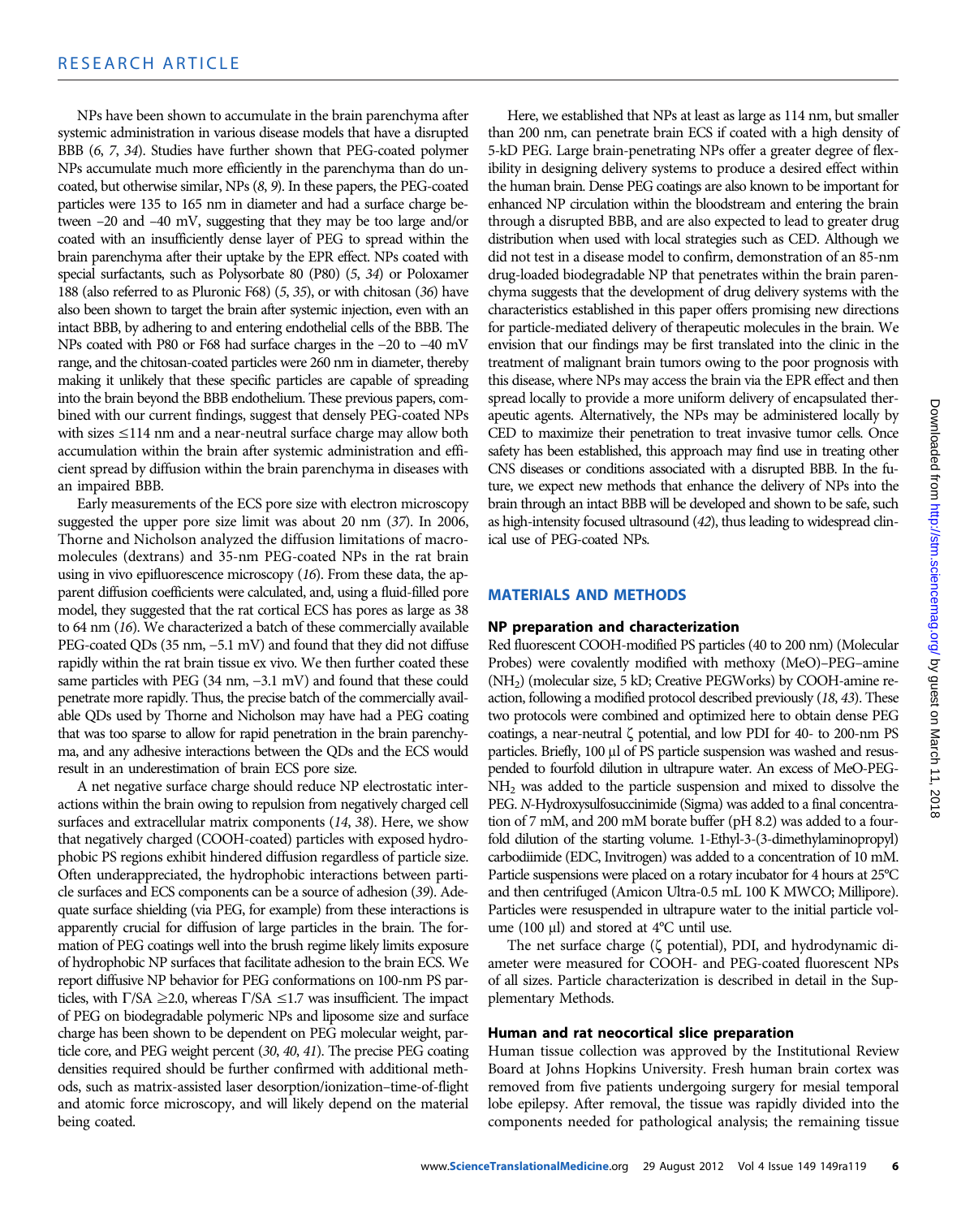NPs have been shown to accumulate in the brain parenchyma after systemic administration in various disease models that have a disrupted BBB (*6*, *7*, *34*). Studies have further shown that PEG-coated polymer NPs accumulate much more efficiently in the parenchyma than do uncoated, but otherwise similar, NPs (*8*, *9*). In these papers, the PEG-coated particles were 135 to 165 nm in diameter and had a surface charge between −20 and −40 mV, suggesting that they may be too large and/or coated with an insufficiently dense layer of PEG to spread within the brain parenchyma after their uptake by the EPR effect. NPs coated with special surfactants, such as Polysorbate 80 (P80) (*5*, *34*) or Poloxamer 188 (also referred to as Pluronic F68) (*5*, *35*), or with chitosan (*36*) have also been shown to target the brain after systemic injection, even with an intact BBB, by adhering to and entering endothelial cells of the BBB. The NPs coated with P80 or F68 had surface charges in the −20 to −40 mV range, and the chitosan-coated particles were 260 nm in diameter, thereby making it unlikely that these specific particles are capable of spreading into the brain beyond the BBB endothelium. These previous papers, combined with our current findings, suggest that densely PEG-coated NPs with sizes ≤114 nm and a near-neutral surface charge may allow both accumulation within the brain after systemic administration and efficient spread by diffusion within the brain parenchyma in diseases with an impaired BBB.

Early measurements of the ECS pore size with electron microscopy suggested the upper pore size limit was about 20 nm (*37*). In 2006, Thorne and Nicholson analyzed the diffusion limitations of macromolecules (dextrans) and 35-nm PEG-coated NPs in the rat brain using in vivo epifluorescence microscopy (*16*). From these data, the apparent diffusion coefficients were calculated, and, using a fluid-filled pore model, they suggested that the rat cortical ECS has pores as large as 38 to 64 nm (*16*). We characterized a batch of these commercially available PEG-coated QDs (35 nm, −5.1 mV) and found that they did not diffuse rapidly within the rat brain tissue ex vivo. We then further coated these same particles with PEG (34 nm, −3.1 mV) and found that these could penetrate more rapidly. Thus, the precise batch of the commercially available QDs used by Thorne and Nicholson may have had a PEG coating that was too sparse to allow for rapid penetration in the brain parenchyma, and any adhesive interactions between the QDs and the ECS would result in an underestimation of brain ECS pore size.

A net negative surface charge should reduce NP electrostatic interactions within the brain owing to repulsion from negatively charged cell surfaces and extracellular matrix components (*14*, *38*). Here, we show that negatively charged (COOH-coated) particles with exposed hydrophobic PS regions exhibit hindered diffusion regardless of particle size. Often underappreciated, the hydrophobic interactions between particle surfaces and ECS components can be a source of adhesion (*39*). Adequate surface shielding (via PEG, for example) from these interactions is apparently crucial for diffusion of large particles in the brain. The formation of PEG coatings well into the brush regime likely limits exposure of hydrophobic NP surfaces that facilitate adhesion to the brain ECS. We report diffusive NP behavior for PEG conformations on 100-nm PS particles, with $\Gamma/SA \geq 2.0$, whereas $\Gamma/SA \leq 1.7$ was insufficient. The impact of PEG on biodegradable polymeric NPs and liposome size and surface charge has been shown to be dependent on PEG molecular weight, particle core, and PEG weight percent (*30*, *40*, *41*). The precise PEG coating densities required should be further confirmed with additional methods, such as matrix-assisted laser desorption/ionization–time-of-flight and atomic force microscopy, and will likely depend on the material being coated.

Here, we established that NPs at least as large as 114 nm, but smaller than 200 nm, can penetrate brain ECS if coated with a high density of 5-kD PEG. Large brain-penetrating NPs offer a greater degree of flexibility in designing delivery systems to produce a desired effect within the human brain. Dense PEG coatings are also known to be important for enhanced NP circulation within the bloodstream and entering the brain through a disrupted BBB, and are also expected to lead to greater drug distribution when used with local strategies such as CED. Although we did not test in a disease model to confirm, demonstration of an 85-nm drug-loaded biodegradable NP that penetrates within the brain parenchyma suggests that the development of drug delivery systems with the characteristics established in this paper offers promising new directions for particle-mediated delivery of therapeutic molecules in the brain. We envision that our findings may be first translated into the clinic in the treatment of malignant brain tumors owing to the poor prognosis with this disease, where NPs may access the brain via the EPR effect and then spread locally to provide a more uniform delivery of encapsulated therapeutic agents. Alternatively, the NPs may be administered locally by CED to maximize their penetration to treat invasive tumor cells. Once safety has been established, this approach may find use in treating other CNS diseases or conditions associated with a disrupted BBB. In the future, we expect new methods that enhance the delivery of NPs into the brain through an intact BBB will be developed and shown to be safe, such as high-intensity focused ultrasound (*42*), thus leading to widespread clinical use of PEG-coated NPs.

## MATERIALS AND METHODS

### NP preparation and characterization

Red fluorescent COOH-modified PS particles (40 to 200 nm) (Molecular Probes) were covalently modified with methoxy (MeO)–PEG–amine ($NH_2$) (molecular size, 5 kD; Creative PEGWorks) by COOH-amine reaction, following a modified protocol described previously (*18*, *43*). These two protocols were combined and optimized here to obtain dense PEG coatings, a near-neutral ζ potential, and low PDI for 40- to 200-nm PS particles. Briefly, 100 μl of PS particle suspension was washed and resuspended to fourfold dilution in ultrapure water. An excess of MeO-PEG-$NH_2$ was added to the particle suspension and mixed to dissolve the PEG. *N*-Hydroxysulfosuccinimide (Sigma) was added to a final concentration of 7 mM, and 200 mM borate buffer (pH 8.2) was added to a fourfold dilution of the starting volume. 1-Ethyl-3-(3-dimethylaminopropyl) carbodiimide (EDC, Invitrogen) was added to a concentration of 10 mM. Particle suspensions were placed on a rotary incubator for 4 hours at 25°C and then centrifuged (Amicon Ultra-0.5 mL 100 K MWCO; Millipore). Particles were resuspended in ultrapure water to the initial particle volume (100 μl) and stored at 4°C until use.

The net surface charge (ζ potential), PDI, and hydrodynamic diameter were measured for COOH- and PEG-coated fluorescent NPs of all sizes. Particle characterization is described in detail in the Supplementary Methods.

### Human and rat neocortical slice preparation

Human tissue collection was approved by the Institutional Review Board at Johns Hopkins University. Fresh human brain cortex was removed from five patients undergoing surgery for mesial temporal lobe epilepsy. After removal, the tissue was rapidly divided into the components needed for pathological analysis; the remaining tissue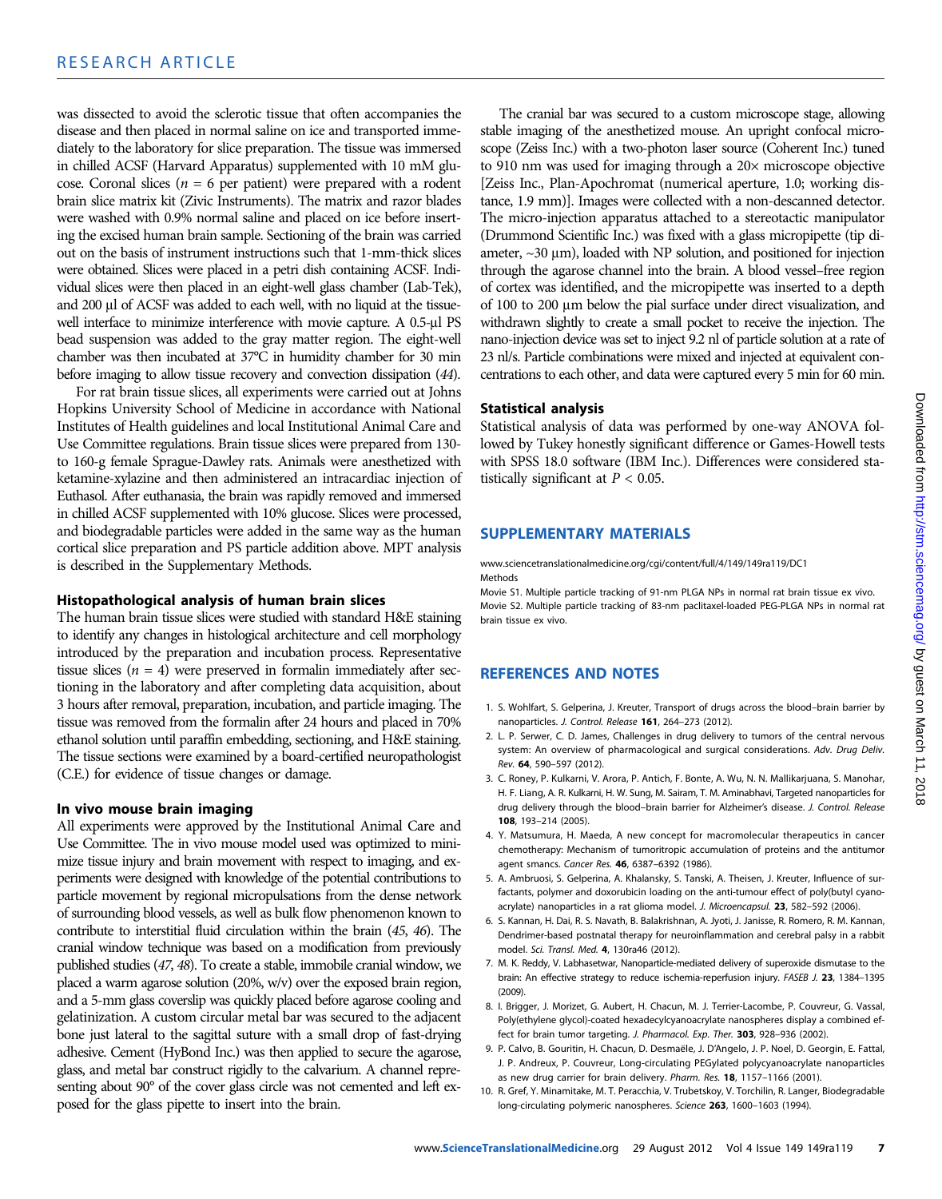was dissected to avoid the sclerotic tissue that often accompanies the disease and then placed in normal saline on ice and transported immediately to the laboratory for slice preparation. The tissue was immersed in chilled ACSF (Harvard Apparatus) supplemented with 10 mM glucose. Coronal slices ($n = 6$ per patient) were prepared with a rodent brain slice matrix kit (Zivic Instruments). The matrix and razor blades were washed with 0.9% normal saline and placed on ice before inserting the excised human brain sample. Sectioning of the brain was carried out on the basis of instrument instructions such that 1-mm-thick slices were obtained. Slices were placed in a petri dish containing ACSF. Individual slices were then placed in an eight-well glass chamber (Lab-Tek), and 200 μl of ACSF was added to each well, with no liquid at the tissue-well interface to minimize interference with movie capture. A 0.5-μl PS bead suspension was added to the gray matter region. The eight-well chamber was then incubated at 37°C in humidity chamber for 30 min before imaging to allow tissue recovery and convection dissipation (44).

For rat brain tissue slices, all experiments were carried out at Johns Hopkins University School of Medicine in accordance with National Institutes of Health guidelines and local Institutional Animal Care and Use Committee regulations. Brain tissue slices were prepared from 130- to 160-g female Sprague-Dawley rats. Animals were anesthetized with ketamine-xylazine and then administered an intracardiac injection of Euthasol. After euthanasia, the brain was rapidly removed and immersed in chilled ACSF supplemented with 10% glucose. Slices were processed, and biodegradable particles were added in the same way as the human cortical slice preparation and PS particle addition above. MPT analysis is described in the Supplementary Methods.

### Histopathological analysis of human brain slices

The human brain tissue slices were studied with standard H&E staining to identify any changes in histological architecture and cell morphology introduced by the preparation and incubation process. Representative tissue slices ($n = 4$) were preserved in formalin immediately after sectioning in the laboratory and after completing data acquisition, about 3 hours after removal, preparation, incubation, and particle imaging. The tissue was removed from the formalin after 24 hours and placed in 70% ethanol solution until paraffin embedding, sectioning, and H&E staining. The tissue sections were examined by a board-certified neuropathologist (C.E.) for evidence of tissue changes or damage.

### In vivo mouse brain imaging

All experiments were approved by the Institutional Animal Care and Use Committee. The in vivo mouse model used was optimized to minimize tissue injury and brain movement with respect to imaging, and experiments were designed with knowledge of the potential contributions to particle movement by regional micropulsations from the dense network of surrounding blood vessels, as well as bulk flow phenomenon known to contribute to interstitial fluid circulation within the brain (45, 46). The cranial window technique was based on a modification from previously published studies (47, 48). To create a stable, immobile cranial window, we placed a warm agarose solution (20%, w/v) over the exposed brain region, and a 5-mm glass coverslip was quickly placed before agarose cooling and gelatinization. A custom circular metal bar was secured to the adjacent bone just lateral to the sagittal suture with a small drop of fast-drying adhesive. Cement (HyBond Inc.) was then applied to secure the agarose, glass, and metal bar construct rigidly to the calvarium. A channel representing about 90° of the cover glass circle was not cemented and left exposed for the glass pipette to insert into the brain.

The cranial bar was secured to a custom microscope stage, allowing stable imaging of the anesthetized mouse. An upright confocal microscope (Zeiss Inc.) with a two-photon laser source (Coherent Inc.) tuned to 910 nm was used for imaging through a 20× microscope objective [Zeiss Inc., Plan-Apochromat (numerical aperture, 1.0; working distance, 1.9 mm)]. Images were collected with a non-descanned detector. The micro-injection apparatus attached to a stereotactic manipulator (Drummond Scientific Inc.) was fixed with a glass micropipette (tip diameter, ~30 μm), loaded with NP solution, and positioned for injection through the agarose channel into the brain. A blood vessel–free region of cortex was identified, and the micropipette was inserted to a depth of 100 to 200 μm below the pial surface under direct visualization, and withdrawn slightly to create a small pocket to receive the injection. The nano-injection device was set to inject 9.2 nl of particle solution at a rate of 23 nl/s. Particle combinations were mixed and injected at equivalent concentrations to each other, and data were captured every 5 min for 60 min.

### Statistical analysis

Statistical analysis of data was performed by one-way ANOVA followed by Tukey honestly significant difference or Games-Howell tests with SPSS 18.0 software (IBM Inc.). Differences were considered statistically significant at $P < 0.05$.

## SUPPLEMENTARY MATERIALS

www.sciencetranslationalmedicine.org/cgi/content/full/4/149/149ra119/DC1
Methods
Movie S1. Multiple particle tracking of 91-nm PLGA NPs in normal rat brain tissue ex vivo.
Movie S2. Multiple particle tracking of 83-nm paclitaxel-loaded PEG-PLGA NPs in normal rat brain tissue ex vivo.

## REFERENCES AND NOTES

1. S. Wohlfart, S. Gelperina, J. Kreuter, Transport of drugs across the blood–brain barrier by nanoparticles. *J. Control. Release* **161**, 264–273 (2012).
2. L. P. Serwer, C. D. James, Challenges in drug delivery to tumors of the central nervous system: An overview of pharmacological and surgical considerations. *Adv. Drug Deliv. Rev.* **64**, 590–597 (2012).
3. C. Roney, P. Kulkarni, V. Arora, P. Antich, F. Bonte, A. Wu, N. N. Mallikarjuana, S. Manohar, H. F. Liang, A. R. Kulkarni, H. W. Sung, M. Sairam, T. M. Aminabhavi, Targeted nanoparticles for drug delivery through the blood–brain barrier for Alzheimer's disease. *J. Control. Release* **108**, 193–214 (2005).
4. Y. Matsumura, H. Maeda, A new concept for macromolecular therapeutics in cancer chemotherapy: Mechanism of tumoritropic accumulation of proteins and the antitumor agent smancs. *Cancer Res.* **46**, 6387–6392 (1986).
5. A. Ambruosi, S. Gelperina, A. Khalansky, S. Tanski, A. Theisen, J. Kreuter, Influence of surfactants, polymer and doxorubicin loading on the anti-tumour effect of poly(butyl cyanoacrylate) nanoparticles in a rat glioma model. *J. Microencapsul.* **23**, 582–592 (2006).
6. S. Kannan, H. Dai, R. S. Navath, B. Balakrishnan, A. Jyoti, J. Janisse, R. Romero, R. M. Kannan, Dendrimer-based postnatal therapy for neuroinflammation and cerebral palsy in a rabbit model. *Sci. Transl. Med.* **4**, 130ra46 (2012).
7. M. K. Reddy, V. Labhasetwar, Nanoparticle-mediated delivery of superoxide dismutase to the brain: An effective strategy to reduce ischemia-reperfusion injury. *FASEB J.* **23**, 1384–1395 (2009).
8. I. Brigger, J. Morizet, G. Aubert, H. Chacun, M. J. Terrier-Lacombe, P. Couvreur, G. Vassal, Poly(ethylene glycol)-coated hexadecylcyanoacrylate nanospheres display a combined effect for brain tumor targeting. *J. Pharmacol. Exp. Ther.* **303**, 928–936 (2002).
9. P. Calvo, B. Gouritin, H. Chacun, D. Desmaële, J. D'Angelo, J. P. Noel, D. Georgin, E. Fattal, J. P. Andreux, P. Couvreur, Long-circulating PEGylated polycyanoacrylate nanoparticles as new drug carrier for brain delivery. *Pharm. Res.* **18**, 1157–1166 (2001).
10. R. Gref, Y. Minamitake, M. T. Peracchia, V. Trubetskoy, V. Torchilin, R. Langer, Biodegradable long-circulating polymeric nanospheres. *Science* **263**, 1600–1603 (1994).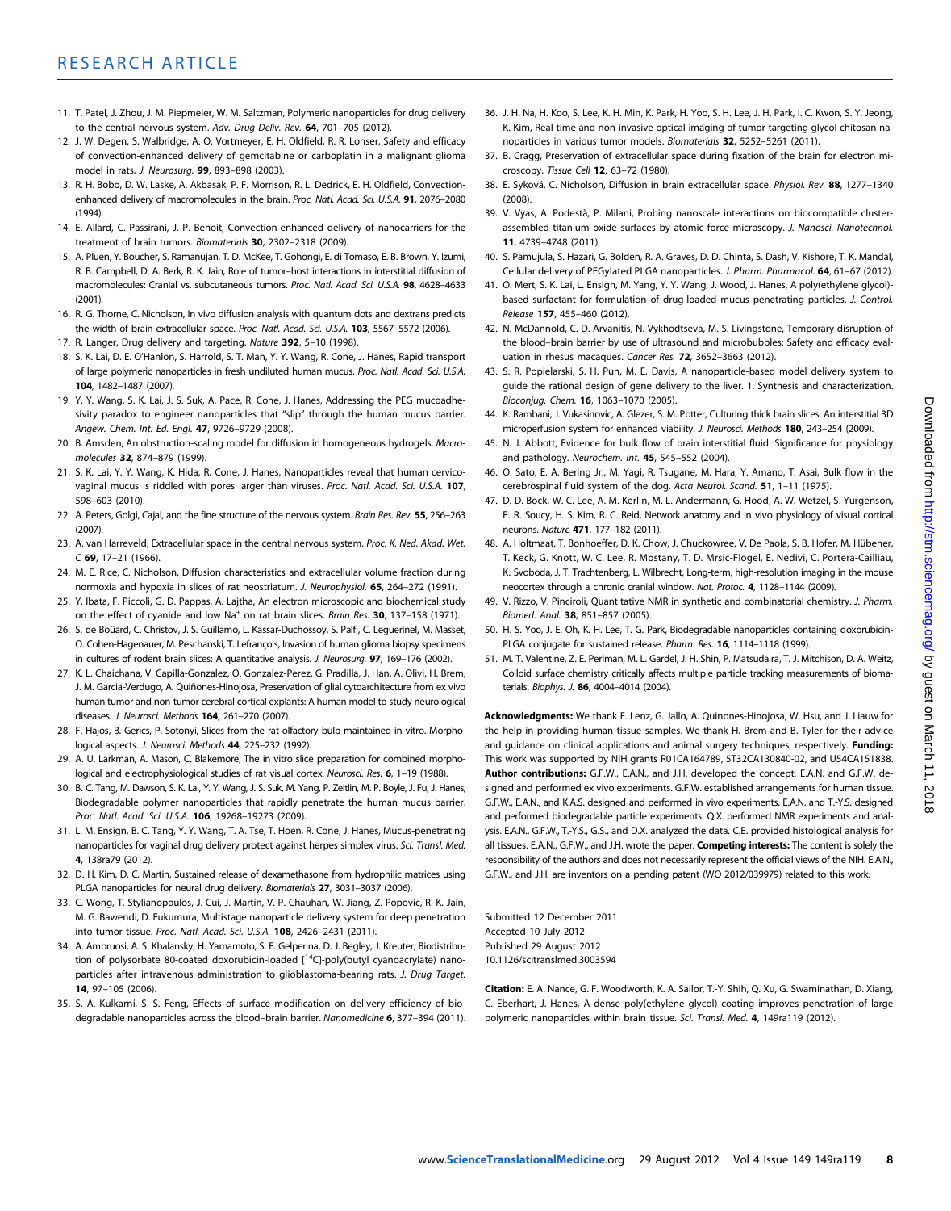11. T. Patel, J. Zhou, J. M. Piepmeier, W. M. Saltzman, Polymeric nanoparticles for drug delivery to the central nervous system. *Adv. Drug Deliv. Rev.* **64**, 701–705 (2012).
12. J. W. Degen, S. Walbridge, A. O. Vortmeyer, E. H. Oldfield, R. R. Lonser, Safety and efficacy of convection-enhanced delivery of gemcitabine or carboplatin in a malignant glioma model in rats. *J. Neurosurg.* **99**, 893–898 (2003).
13. R. H. Bobo, D. W. Laske, A. Akbasak, P. F. Morrison, R. L. Dedrick, E. H. Oldfield, Convection-enhanced delivery of macromolecules in the brain. *Proc. Natl. Acad. Sci. U.S.A.* **91**, 2076–2080 (1994).
14. E. Allard, C. Passirani, J. P. Benoit, Convection-enhanced delivery of nanocarriers for the treatment of brain tumors. *Biomaterials* **30**, 2302–2318 (2009).
15. A. Pluen, Y. Boucher, S. Ramanujan, T. D. McKee, T. Gohongi, E. di Tomaso, E. B. Brown, Y. Izumi, R. B. Campbell, D. A. Berk, R. K. Jain, Role of tumor–host interactions in interstitial diffusion of macromolecules: Cranial vs. subcutaneous tumors. *Proc. Natl. Acad. Sci. U.S.A.* **98**, 4628–4633 (2001).
16. R. G. Thorne, C. Nicholson, In vivo diffusion analysis with quantum dots and dextrans predicts the width of brain extracellular space. *Proc. Natl. Acad. Sci. U.S.A.* **103**, 5567–5572 (2006).
17. R. Langer, Drug delivery and targeting. *Nature* **392**, 5–10 (1998).
18. S. K. Lai, D. E. O'Hanlon, S. Harrold, S. T. Man, Y. Y. Wang, R. Cone, J. Hanes, Rapid transport of large polymeric nanoparticles in fresh undiluted human mucus. *Proc. Natl. Acad. Sci. U.S.A.* **104**, 1482–1487 (2007).
19. Y. Y. Wang, S. K. Lai, J. S. Suk, A. Pace, R. Cone, J. Hanes, Addressing the PEG mucoadhesivity paradox to engineer nanoparticles that "slip" through the human mucus barrier. *Angew. Chem. Int. Ed. Engl.* **47**, 9726–9729 (2008).
20. B. Amsden, An obstruction-scaling model for diffusion in homogeneous hydrogels. *Macromolecules* **32**, 874–879 (1999).
21. S. K. Lai, Y. Y. Wang, K. Hida, R. Cone, J. Hanes, Nanoparticles reveal that human cervicovaginal mucus is riddled with pores larger than viruses. *Proc. Natl. Acad. Sci. U.S.A.* **107**, 598–603 (2010).
22. A. Peters, Golgi, Cajal, and the fine structure of the nervous system. *Brain Res. Rev.* **55**, 256–263 (2007).
23. A. van Harreveld, Extracellular space in the central nervous system. *Proc. K. Ned. Akad. Wet. C* **69**, 17–21 (1966).
24. M. E. Rice, C. Nicholson, Diffusion characteristics and extracellular volume fraction during normoxia and hypoxia in slices of rat neostriatum. *J. Neurophysiol.* **65**, 264–272 (1991).
25. Y. Ibata, F. Piccoli, G. D. Pappas, A. Lajtha, An electron microscopic and biochemical study on the effect of cyanide and low $Na^+$ on rat brain slices. *Brain Res.* **30**, 137–158 (1971).
26. S. de Boüard, C. Christov, J. S. Guillamo, L. Kassar-Duchossoy, S. Palfi, C. Leguerinel, M. Masset, O. Cohen-Hagenauer, M. Peschanski, T. Lefrançois, Invasion of human glioma biopsy specimens in cultures of rodent brain slices: A quantitative analysis. *J. Neurosurg.* **97**, 169–176 (2002).
27. K. L. Chaichana, V. Capilla-Gonzalez, O. Gonzalez-Perez, G. Pradilla, J. Han, A. Olivi, H. Brem, J. M. Garcia-Verdugo, A. Quiñones-Hinojosa, Preservation of glial cytoarchitecture from ex vivo human tumor and non-tumor cerebral cortical explants: A human model to study neurological diseases. *J. Neurosci. Methods* **164**, 261–270 (2007).
28. F. Hajós, B. Gerics, P. Sótonyi, Slices from the rat olfactory bulb maintained in vitro. Morphological aspects. *J. Neurosci. Methods* **44**, 225–232 (1992).
29. A. U. Larkman, A. Mason, C. Blakemore, The in vitro slice preparation for combined morphological and electrophysiological studies of rat visual cortex. *Neurosci. Res.* **6**, 1–19 (1988).
30. B. C. Tang, M. Dawson, S. K. Lai, Y. Y. Wang, J. S. Suk, M. Yang, P. Zeitlin, M. P. Boyle, J. Fu, J. Hanes, Biodegradable polymer nanoparticles that rapidly penetrate the human mucus barrier. *Proc. Natl. Acad. Sci. U.S.A.* **106**, 19268–19273 (2009).
31. L. M. Ensign, B. C. Tang, Y. Y. Wang, T. A. Tse, T. Hoen, R. Cone, J. Hanes, Mucus-penetrating nanoparticles for vaginal drug delivery protect against herpes simplex virus. *Sci. Transl. Med.* **4**, 138ra79 (2012).
32. D. H. Kim, D. C. Martin, Sustained release of dexamethasone from hydrophilic matrices using PLGA nanoparticles for neural drug delivery. *Biomaterials* **27**, 3031–3037 (2006).
33. C. Wong, T. Stylianopoulos, J. Cui, J. Martin, V. P. Chauhan, W. Jiang, Z. Popovic, R. K. Jain, M. G. Bawendi, D. Fukumura, Multistage nanoparticle delivery system for deep penetration into tumor tissue. *Proc. Natl. Acad. Sci. U.S.A.* **108**, 2426–2431 (2011).
34. A. Ambruosi, A. S. Khalansky, H. Yamamoto, S. E. Gelperina, D. J. Begley, J. Kreuter, Biodistribution of polysorbate 80-coated doxorubicin-loaded [$^{14}$C]-poly(butyl cyanoacrylate) nanoparticles after intravenous administration to glioblastoma-bearing rats. *J. Drug Target.* **14**, 97–105 (2006).
35. S. A. Kulkarni, S. S. Feng, Effects of surface modification on delivery efficiency of biodegradable nanoparticles across the blood–brain barrier. *Nanomedicine* **6**, 377–394 (2011).
36. J. H. Na, H. Koo, S. Lee, K. H. Min, K. Park, H. Yoo, S. H. Lee, J. H. Park, I. C. Kwon, S. Y. Jeong, K. Kim, Real-time and non-invasive optical imaging of tumor-targeting glycol chitosan nanoparticles in various tumor models. *Biomaterials* **32**, 5252–5261 (2011).
37. B. Cragg, Preservation of extracellular space during fixation of the brain for electron microscopy. *Tissue Cell* **12**, 63–72 (1980).
38. E. Syková, C. Nicholson, Diffusion in brain extracellular space. *Physiol. Rev.* **88**, 1277–1340 (2008).
39. V. Vyas, A. Podestà, P. Milani, Probing nanoscale interactions on biocompatible cluster-assembled titanium oxide surfaces by atomic force microscopy. *J. Nanosci. Nanotechnol.* **11**, 4739–4748 (2011).
40. S. Pamujula, S. Hazari, G. Bolden, R. A. Graves, D. D. Chinta, S. Dash, V. Kishore, T. K. Mandal, Cellular delivery of PEGylated PLGA nanoparticles. *J. Pharm. Pharmacol.* **64**, 61–67 (2012).
41. O. Mert, S. K. Lai, L. Ensign, M. Yang, Y. Y. Wang, J. Wood, J. Hanes, A poly(ethylene glycol)-based surfactant for formulation of drug-loaded mucus penetrating particles. *J. Control. Release* **157**, 455–460 (2012).
42. N. McDannold, C. D. Arvanitis, N. Vykhodtseva, M. S. Livingstone, Temporary disruption of the blood–brain barrier by use of ultrasound and microbubbles: Safety and efficacy evaluation in rhesus macaques. *Cancer Res.* **72**, 3652–3663 (2012).
43. S. R. Popielarski, S. H. Pun, M. E. Davis, A nanoparticle-based model delivery system to guide the rational design of gene delivery to the liver. 1. Synthesis and characterization. *Bioconjug. Chem.* **16**, 1063–1070 (2005).
44. K. Rambani, J. Vukasinovic, A. Glezer, S. M. Potter, Culturing thick brain slices: An interstitial 3D microperfusion system for enhanced viability. *J. Neurosci. Methods* **180**, 243–254 (2009).
45. N. J. Abbott, Evidence for bulk flow of brain interstitial fluid: Significance for physiology and pathology. *Neurochem. Int.* **45**, 545–552 (2004).
46. O. Sato, E. A. Bering Jr., M. Yagi, R. Tsugane, M. Hara, Y. Amano, T. Asai, Bulk flow in the cerebrospinal fluid system of the dog. *Acta Neurol. Scand.* **51**, 1–11 (1975).
47. D. D. Bock, W. C. Lee, A. M. Kerlin, M. L. Andermann, G. Hood, A. W. Wetzel, S. Yurgenson, E. R. Soucy, H. S. Kim, R. C. Reid, Network anatomy and in vivo physiology of visual cortical neurons. *Nature* **471**, 177–182 (2011).
48. A. Holtmaat, T. Bonhoeffer, D. K. Chow, J. Chuckowree, V. De Paola, S. B. Hofer, M. Hübener, T. Keck, G. Knott, W. C. Lee, R. Mostany, T. D. Mrsic-Flogel, E. Nedivi, C. Portera-Cailliau, K. Svoboda, J. T. Trachtenberg, L. Wilbrecht, Long-term, high-resolution imaging in the mouse neocortex through a chronic cranial window. *Nat. Protoc.* **4**, 1128–1144 (2009).
49. V. Rizzo, V. Pinciroli, Quantitative NMR in synthetic and combinatorial chemistry. *J. Pharm. Biomed. Anal.* **38**, 851–857 (2005).
50. H. S. Yoo, J. E. Oh, K. H. Lee, T. G. Park, Biodegradable nanoparticles containing doxorubicin-PLGA conjugate for sustained release. *Pharm. Res.* **16**, 1114–1118 (1999).
51. M. T. Valentine, Z. E. Perlman, M. L. Gardel, J. H. Shin, P. Matsudaira, T. J. Mitchison, D. A. Weitz, Colloid surface chemistry critically affects multiple particle tracking measurements of biomaterials. *Biophys. J.* **86**, 4004–4014 (2004).

**Acknowledgments:** We thank F. Lenz, G. Jallo, A. Quinones-Hinojosa, W. Hsu, and J. Liauw for the help in providing human tissue samples. We thank H. Brem and B. Tyler for their advice and guidance on clinical applications and animal surgery techniques, respectively. **Funding:** This work was supported by NIH grants R01CA164789, 5T32CA130840-02, and U54CA151838. **Author contributions:** G.F.W., E.A.N., and J.H. developed the concept. E.A.N. and G.F.W. designed and performed ex vivo experiments. G.F.W. established arrangements for human tissue. G.F.W., E.A.N., and K.A.S. designed and performed in vivo experiments. E.A.N. and T.-Y.S. designed and performed biodegradable particle experiments. Q.X. performed NMR experiments and analysis. E.A.N., G.F.W., T.-Y.S., G.S., and D.X. analyzed the data. C.E. provided histological analysis for all tissues. E.A.N., G.F.W., and J.H. wrote the paper. **Competing interests:** The content is solely the responsibility of the authors and does not necessarily represent the official views of the NIH. E.A.N., G.F.W., and J.H. are inventors on a pending patent (WO 2012/039979) related to this work.

Submitted 12 December 2011
Accepted 10 July 2012
Published 29 August 2012
10.1126/scitranslmed.3003594

**Citation:** E. A. Nance, G. F. Woodworth, K. A. Sailor, T.-Y. Shih, Q. Xu, G. Swaminathan, D. Xiang, C. Eberhart, J. Hanes, A dense poly(ethylene glycol) coating improves penetration of large polymeric nanoparticles within brain tissue. *Sci. Transl. Med.* **4**, 149ra119 (2012).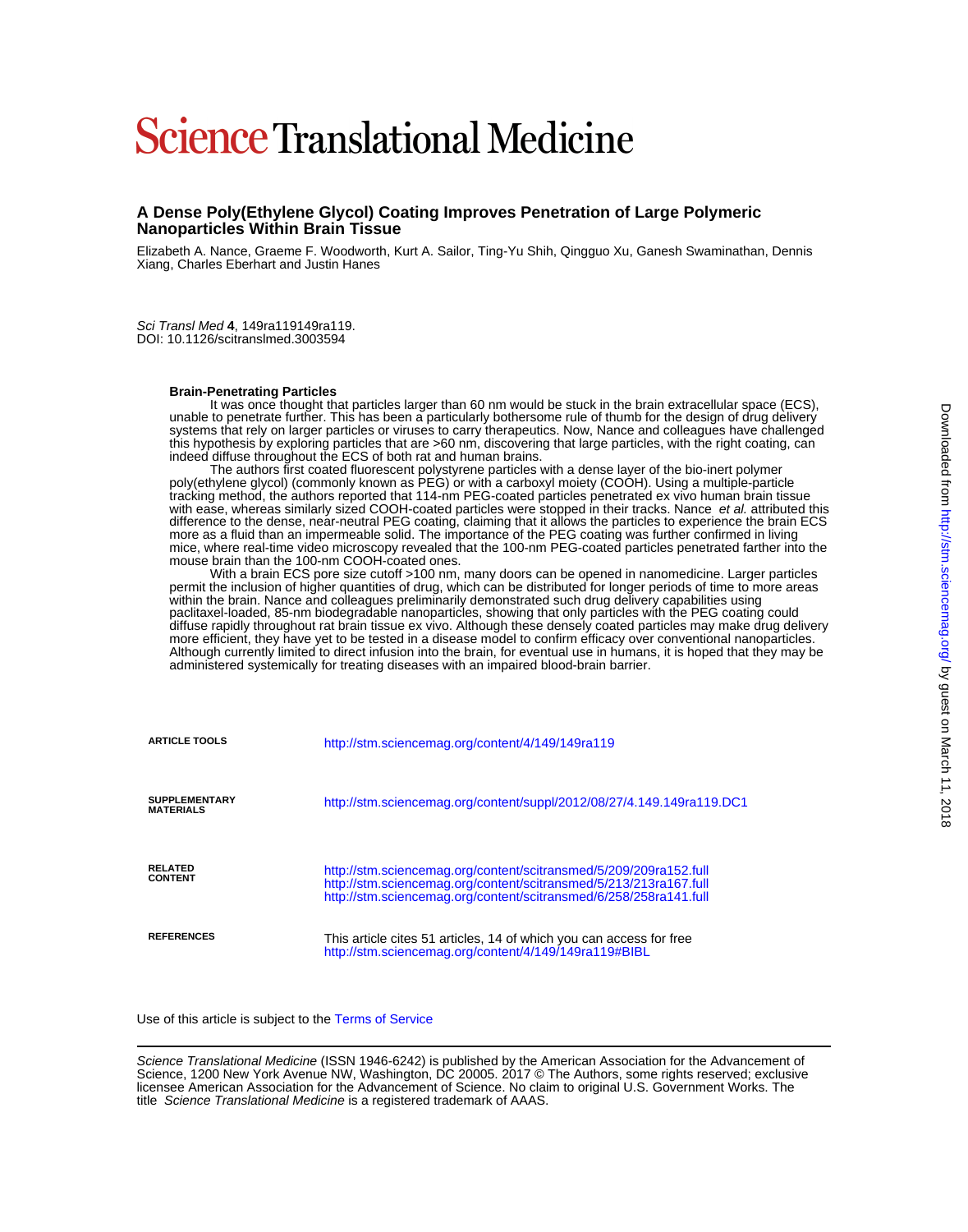# Science Translational Medicine

## A Dense Poly(Ethylene Glycol) Coating Improves Penetration of Large Polymeric Nanoparticles Within Brain Tissue

Elizabeth A. Nance, Graeme F. Woodworth, Kurt A. Sailor, Ting-Yu Shih, Qingguo Xu, Ganesh Swaminathan, Dennis Xiang, Charles Eberhart and Justin Hanes

*Sci Transl Med* **4**, 149ra119149ra119.
DOI: 10.1126/scitranslmed.3003594

**Brain-Penetrating Particles**

It was once thought that particles larger than 60 nm would be stuck in the brain extracellular space (ECS), unable to penetrate further. This has been a particularly bothersome rule of thumb for the design of drug delivery systems that rely on larger particles or viruses to carry therapeutics. Now, Nance and colleagues have challenged this hypothesis by exploring particles that are >60 nm, discovering that large particles, with the right coating, can indeed diffuse throughout the ECS of both rat and human brains.

The authors first coated fluorescent polystyrene particles with a dense layer of the bio-inert polymer poly(ethylene glycol) (commonly known as PEG) or with a carboxyl moiety (COOH). Using a multiple-particle tracking method, the authors reported that 114-nm PEG-coated particles penetrated ex vivo human brain tissue with ease, whereas similarly sized COOH-coated particles were stopped in their tracks. Nance *et al.* attributed this difference to the dense, near-neutral PEG coating, claiming that it allows the particles to experience the brain ECS more as a fluid than an impermeable solid. The importance of the PEG coating was further confirmed in living mice, where real-time video microscopy revealed that the 100-nm PEG-coated particles penetrated farther into the mouse brain than the 100-nm COOH-coated ones.

With a brain ECS pore size cutoff >100 nm, many doors can be opened in nanomedicine. Larger particles permit the inclusion of higher quantities of drug, which can be distributed for longer periods of time to more areas within the brain. Nance and colleagues preliminarily demonstrated such drug delivery capabilities using paclitaxel-loaded, 85-nm biodegradable nanoparticles, showing that only particles with the PEG coating could diffuse rapidly throughout rat brain tissue ex vivo. Although these densely coated particles may make drug delivery more efficient, they have yet to be tested in a disease model to confirm efficacy over conventional nanoparticles. Although currently limited to direct infusion into the brain, for eventual use in humans, it is hoped that they may be administered systemically for treating diseases with an impaired blood-brain barrier.

| | |
|---|---|
| **ARTICLE TOOLS** | http://stm.sciencemag.org/content/4/149/149ra119 |
| **SUPPLEMENTARY MATERIALS** | http://stm.sciencemag.org/content/suppl/2012/08/27/4.149.149ra119.DC1 |
| **RELATED CONTENT** | http://stm.sciencemag.org/content/scitransmed/5/209/209ra152.full<br>http://stm.sciencemag.org/content/scitransmed/5/213/213ra167.full<br>http://stm.sciencemag.org/content/scitransmed/6/258/258ra141.full |
| **REFERENCES** | This article cites 51 articles, 14 of which you can access for free<br>http://stm.sciencemag.org/content/4/149/149ra119#BIBL |

Use of this article is subject to the Terms of Service

*Science Translational Medicine* (ISSN 1946-6242) is published by the American Association for the Advancement of Science, 1200 New York Avenue NW, Washington, DC 20005. 2017 © The Authors, some rights reserved; exclusive licensee American Association for the Advancement of Science. No claim to original U.S. Government Works. The title *Science Translational Medicine* is a registered trademark of AAAS.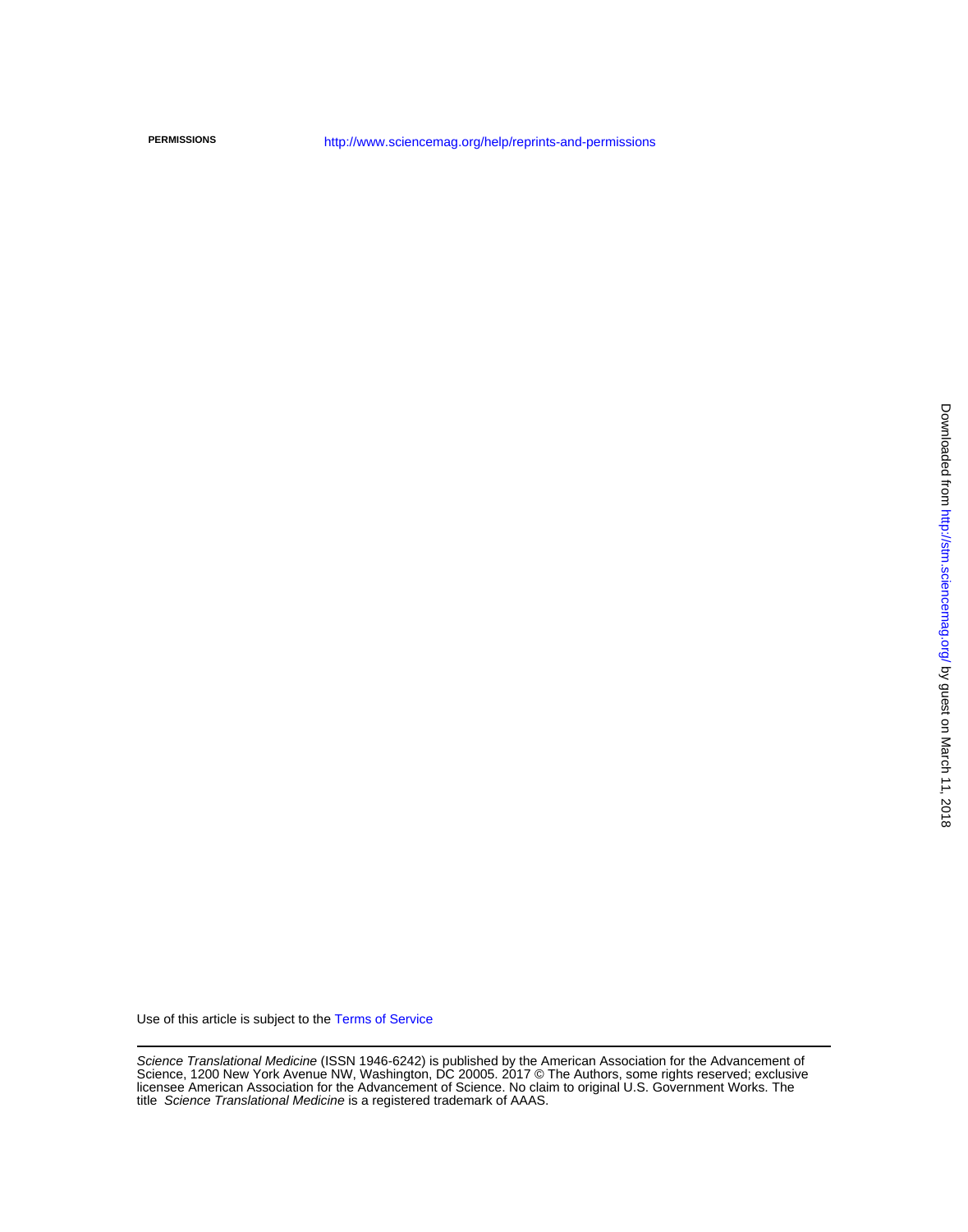**PERMISSIONS** http://www.sciencemag.org/help/reprints-and-permissions

Use of this article is subject to the Terms of Service

*Science Translational Medicine* (ISSN 1946-6242) is published by the American Association for the Advancement of Science, 1200 New York Avenue NW, Washington, DC 20005. 2017 © The Authors, some rights reserved; exclusive licensee American Association for the Advancement of Science. No claim to original U.S. Government Works. The title *Science Translational Medicine* is a registered trademark of AAAS.